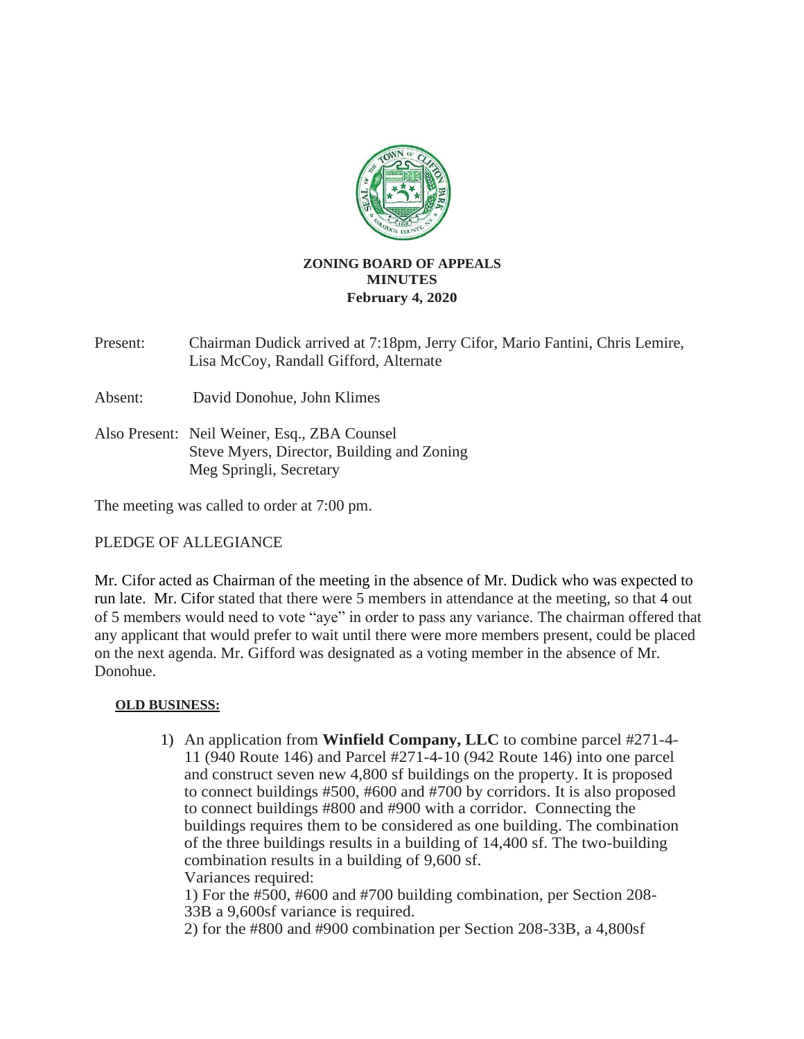**ZONING BOARD OF APPEALS**
**MINUTES**
**February 4, 2020**

Present: Chairman Dudick arrived at 7:18pm, Jerry Cifor, Mario Fantini, Chris Lemire, Lisa McCoy, Randall Gifford, Alternate

Absent: David Donohue, John Klimes

Also Present: Neil Weiner, Esq., ZBA Counsel
Steve Myers, Director, Building and Zoning
Meg Springli, Secretary

The meeting was called to order at 7:00 pm.

PLEDGE OF ALLEGIANCE

Mr. Cifor acted as Chairman of the meeting in the absence of Mr. Dudick who was expected to run late. Mr. Cifor stated that there were 5 members in attendance at the meeting, so that 4 out of 5 members would need to vote "aye" in order to pass any variance. The chairman offered that any applicant that would prefer to wait until there were more members present, could be placed on the next agenda. Mr. Gifford was designated as a voting member in the absence of Mr. Donohue.

**OLD BUSINESS:**

1) An application from **Winfield Company, LLC** to combine parcel #271-4-11 (940 Route 146) and Parcel #271-4-10 (942 Route 146) into one parcel and construct seven new 4,800 sf buildings on the property. It is proposed to connect buildings #500, #600 and #700 by corridors. It is also proposed to connect buildings #800 and #900 with a corridor. Connecting the buildings requires them to be considered as one building. The combination of the three buildings results in a building of 14,400 sf. The two-building combination results in a building of 9,600 sf.
Variances required:
1) For the #500, #600 and #700 building combination, per Section 208-33B a 9,600sf variance is required.
2) for the #800 and #900 combination per Section 208-33B, a 4,800sf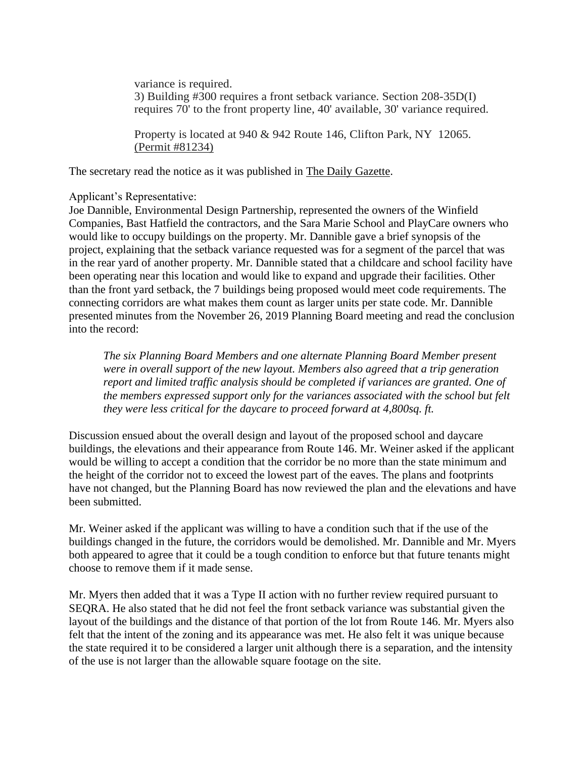variance is required.
3) Building #300 requires a front setback variance. Section 208-35D(I) requires 70' to the front property line, 40' available, 30' variance required.

Property is located at 940 & 942 Route 146, Clifton Park, NY 12065. (Permit #81234)

The secretary read the notice as it was published in The Daily Gazette.

Applicant's Representative:
Joe Dannible, Environmental Design Partnership, represented the owners of the Winfield Companies, Bast Hatfield the contractors, and the Sara Marie School and PlayCare owners who would like to occupy buildings on the property. Mr. Dannible gave a brief synopsis of the project, explaining that the setback variance requested was for a segment of the parcel that was in the rear yard of another property. Mr. Dannible stated that a childcare and school facility have been operating near this location and would like to expand and upgrade their facilities. Other than the front yard setback, the 7 buildings being proposed would meet code requirements. The connecting corridors are what makes them count as larger units per state code. Mr. Dannible presented minutes from the November 26, 2019 Planning Board meeting and read the conclusion into the record:

> *The six Planning Board Members and one alternate Planning Board Member present were in overall support of the new layout. Members also agreed that a trip generation report and limited traffic analysis should be completed if variances are granted. One of the members expressed support only for the variances associated with the school but felt they were less critical for the daycare to proceed forward at 4,800sq. ft.*

Discussion ensued about the overall design and layout of the proposed school and daycare buildings, the elevations and their appearance from Route 146. Mr. Weiner asked if the applicant would be willing to accept a condition that the corridor be no more than the state minimum and the height of the corridor not to exceed the lowest part of the eaves. The plans and footprints have not changed, but the Planning Board has now reviewed the plan and the elevations and have been submitted.

Mr. Weiner asked if the applicant was willing to have a condition such that if the use of the buildings changed in the future, the corridors would be demolished. Mr. Dannible and Mr. Myers both appeared to agree that it could be a tough condition to enforce but that future tenants might choose to remove them if it made sense.

Mr. Myers then added that it was a Type II action with no further review required pursuant to SEQRA. He also stated that he did not feel the front setback variance was substantial given the layout of the buildings and the distance of that portion of the lot from Route 146. Mr. Myers also felt that the intent of the zoning and its appearance was met. He also felt it was unique because the state required it to be considered a larger unit although there is a separation, and the intensity of the use is not larger than the allowable square footage on the site.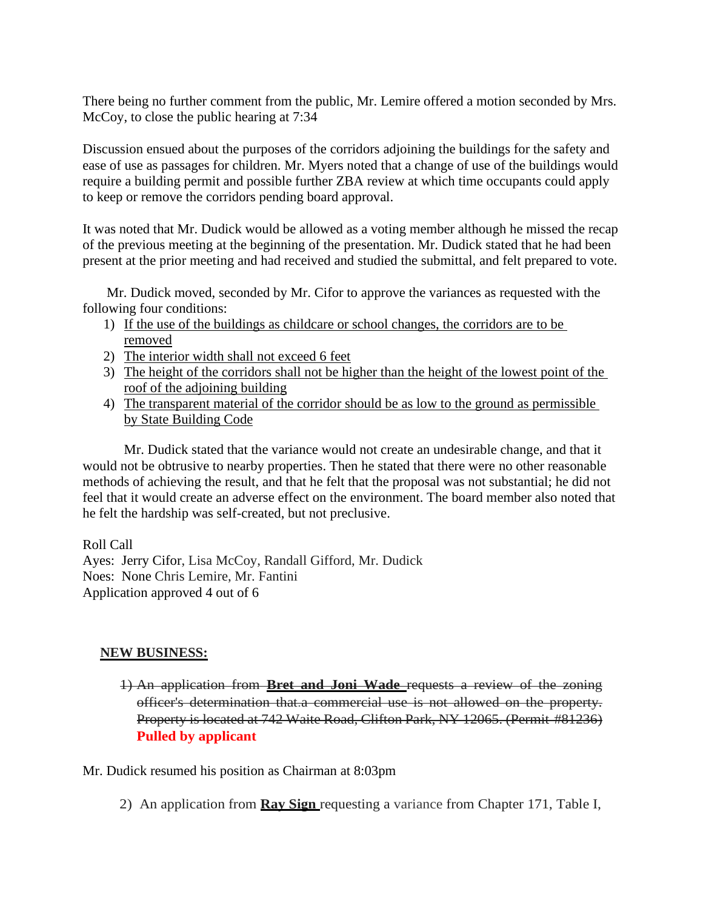There being no further comment from the public, Mr. Lemire offered a motion seconded by Mrs. McCoy, to close the public hearing at 7:34

Discussion ensued about the purposes of the corridors adjoining the buildings for the safety and ease of use as passages for children. Mr. Myers noted that a change of use of the buildings would require a building permit and possible further ZBA review at which time occupants could apply to keep or remove the corridors pending board approval.

It was noted that Mr. Dudick would be allowed as a voting member although he missed the recap of the previous meeting at the beginning of the presentation. Mr. Dudick stated that he had been present at the prior meeting and had received and studied the submittal, and felt prepared to vote.

Mr. Dudick moved, seconded by Mr. Cifor to approve the variances as requested with the following four conditions:

1) <u>If the use of the buildings as childcare or school changes, the corridors are to be removed</u>
2) <u>The interior width shall not exceed 6 feet</u>
3) <u>The height of the corridors shall not be higher than the height of the lowest point of the roof of the adjoining building</u>
4) <u>The transparent material of the corridor should be as low to the ground as permissible by State Building Code</u>

Mr. Dudick stated that the variance would not create an undesirable change, and that it would not be obtrusive to nearby properties. Then he stated that there were no other reasonable methods of achieving the result, and that he felt that the proposal was not substantial; he did not feel that it would create an adverse effect on the environment. The board member also noted that he felt the hardship was self-created, but not preclusive.

Roll Call
Ayes: Jerry Cifor, Lisa McCoy, Randall Gifford, Mr. Dudick
Noes: None Chris Lemire, Mr. Fantini
Application approved 4 out of 6

**<u>NEW BUSINESS:</u>**

1) ~~An application from **Bret and Joni Wade** requests a review of the zoning officer's determination that a commercial use is not allowed on the property. Property is located at 742 Waite Road, Clifton Park, NY 12065. (Permit #81236)~~ **Pulled by applicant**

Mr. Dudick resumed his position as Chairman at 8:03pm

2) An application from **<u>Ray Sign</u>** requesting a variance from Chapter 171, Table I,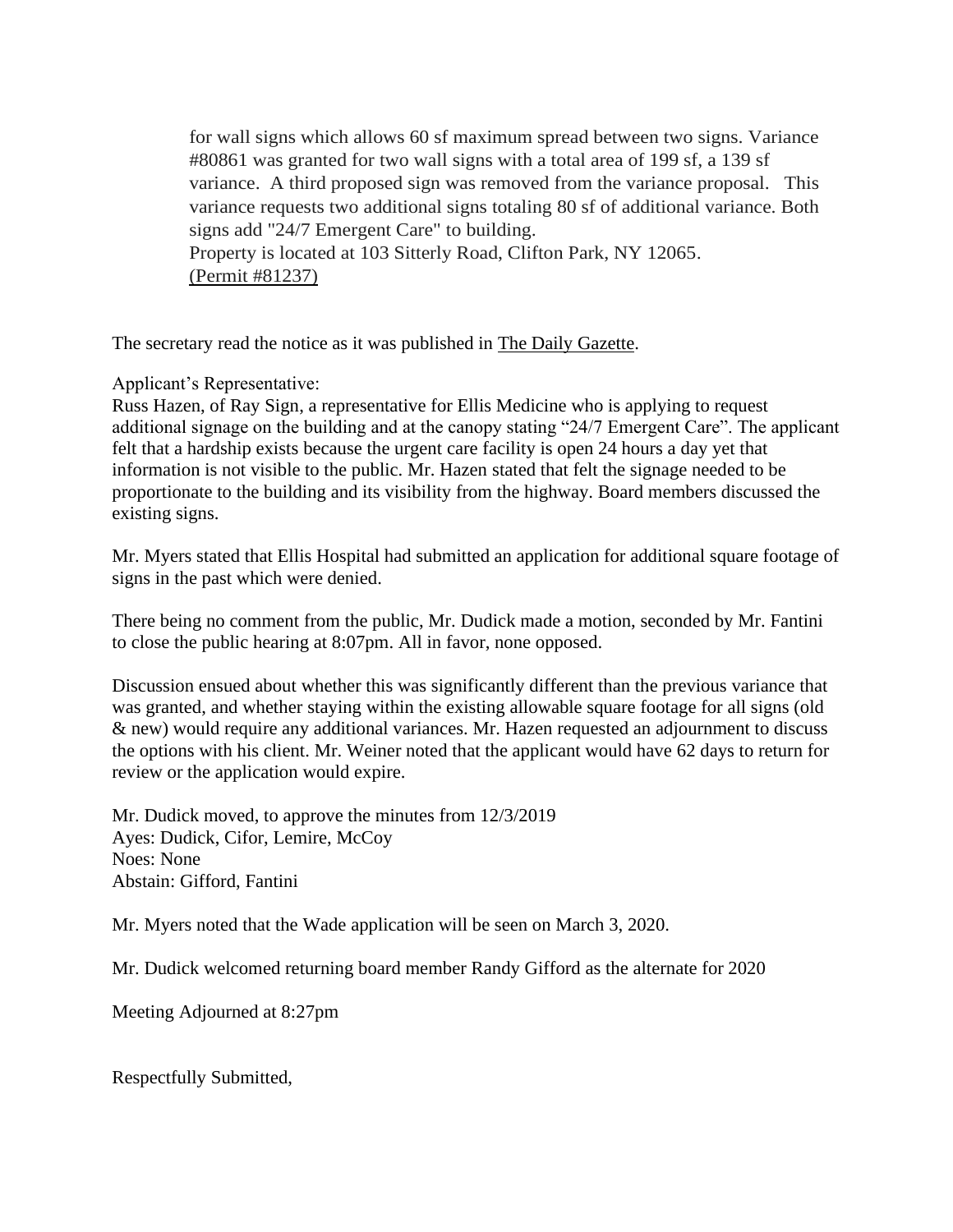for wall signs which allows 60 sf maximum spread between two signs. Variance #80861 was granted for two wall signs with a total area of 199 sf, a 139 sf variance. A third proposed sign was removed from the variance proposal. This variance requests two additional signs totaling 80 sf of additional variance. Both signs add "24/7 Emergent Care" to building.
Property is located at 103 Sitterly Road, Clifton Park, NY 12065.
(Permit #81237)

The secretary read the notice as it was published in The Daily Gazette.

Applicant's Representative:
Russ Hazen, of Ray Sign, a representative for Ellis Medicine who is applying to request additional signage on the building and at the canopy stating "24/7 Emergent Care". The applicant felt that a hardship exists because the urgent care facility is open 24 hours a day yet that information is not visible to the public. Mr. Hazen stated that felt the signage needed to be proportionate to the building and its visibility from the highway. Board members discussed the existing signs.

Mr. Myers stated that Ellis Hospital had submitted an application for additional square footage of signs in the past which were denied.

There being no comment from the public, Mr. Dudick made a motion, seconded by Mr. Fantini to close the public hearing at 8:07pm. All in favor, none opposed.

Discussion ensued about whether this was significantly different than the previous variance that was granted, and whether staying within the existing allowable square footage for all signs (old & new) would require any additional variances. Mr. Hazen requested an adjournment to discuss the options with his client. Mr. Weiner noted that the applicant would have 62 days to return for review or the application would expire.

Mr. Dudick moved, to approve the minutes from 12/3/2019
Ayes: Dudick, Cifor, Lemire, McCoy
Noes: None
Abstain: Gifford, Fantini

Mr. Myers noted that the Wade application will be seen on March 3, 2020.

Mr. Dudick welcomed returning board member Randy Gifford as the alternate for 2020

Meeting Adjourned at 8:27pm

Respectfully Submitted,